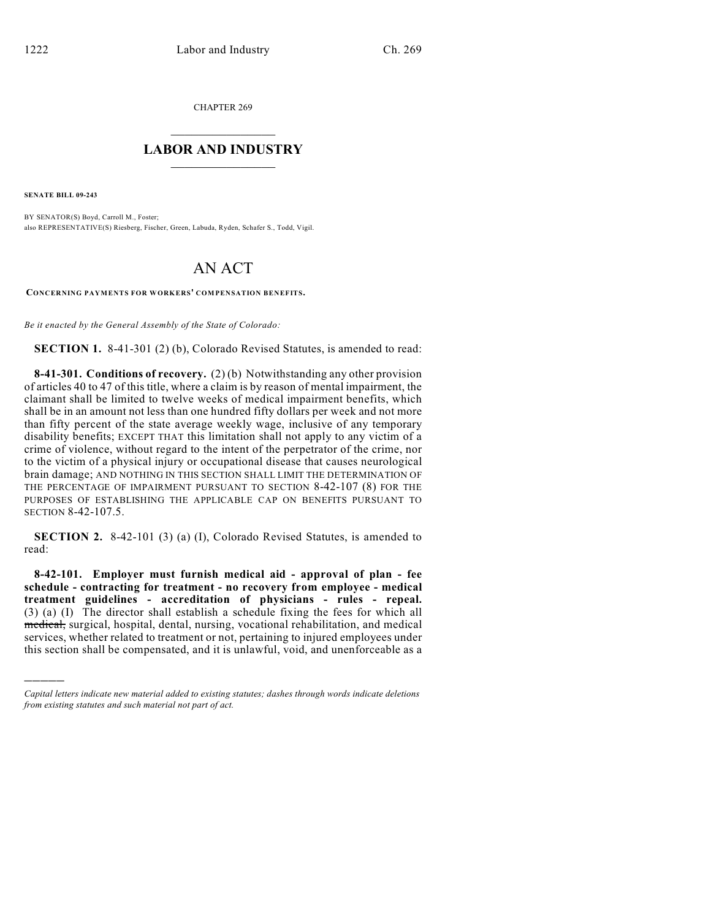CHAPTER 269

# LABOR AND INDUSTRY

**SENATE BILL 09-243**

BY SENATOR(S) Boyd, Carroll M., Foster;
also REPRESENTATIVE(S) Riesberg, Fischer, Green, Labuda, Ryden, Schafer S., Todd, Vigil.

# AN ACT

**CONCERNING PAYMENTS FOR WORKERS' COMPENSATION BENEFITS.**

*Be it enacted by the General Assembly of the State of Colorado:*

**SECTION 1.** 8-41-301 (2) (b), Colorado Revised Statutes, is amended to read:

**8-41-301. Conditions of recovery.** (2) (b) Notwithstanding any other provision of articles 40 to 47 of this title, where a claim is by reason of mental impairment, the claimant shall be limited to twelve weeks of medical impairment benefits, which shall be in an amount not less than one hundred fifty dollars per week and not more than fifty percent of the state average weekly wage, inclusive of any temporary disability benefits; EXCEPT THAT this limitation shall not apply to any victim of a crime of violence, without regard to the intent of the perpetrator of the crime, nor to the victim of a physical injury or occupational disease that causes neurological brain damage; AND NOTHING IN THIS SECTION SHALL LIMIT THE DETERMINATION OF THE PERCENTAGE OF IMPAIRMENT PURSUANT TO SECTION 8-42-107 (8) FOR THE PURPOSES OF ESTABLISHING THE APPLICABLE CAP ON BENEFITS PURSUANT TO SECTION 8-42-107.5.

**SECTION 2.** 8-42-101 (3) (a) (I), Colorado Revised Statutes, is amended to read:

**8-42-101. Employer must furnish medical aid - approval of plan - fee schedule - contracting for treatment - no recovery from employee - medical treatment guidelines - accreditation of physicians - rules - repeal.** (3) (a) (I) The director shall establish a schedule fixing the fees for which all ~~medical,~~ surgical, hospital, dental, nursing, vocational rehabilitation, and medical services, whether related to treatment or not, pertaining to injured employees under this section shall be compensated, and it is unlawful, void, and unenforceable as a

---

*Capital letters indicate new material added to existing statutes; dashes through words indicate deletions from existing statutes and such material not part of act.*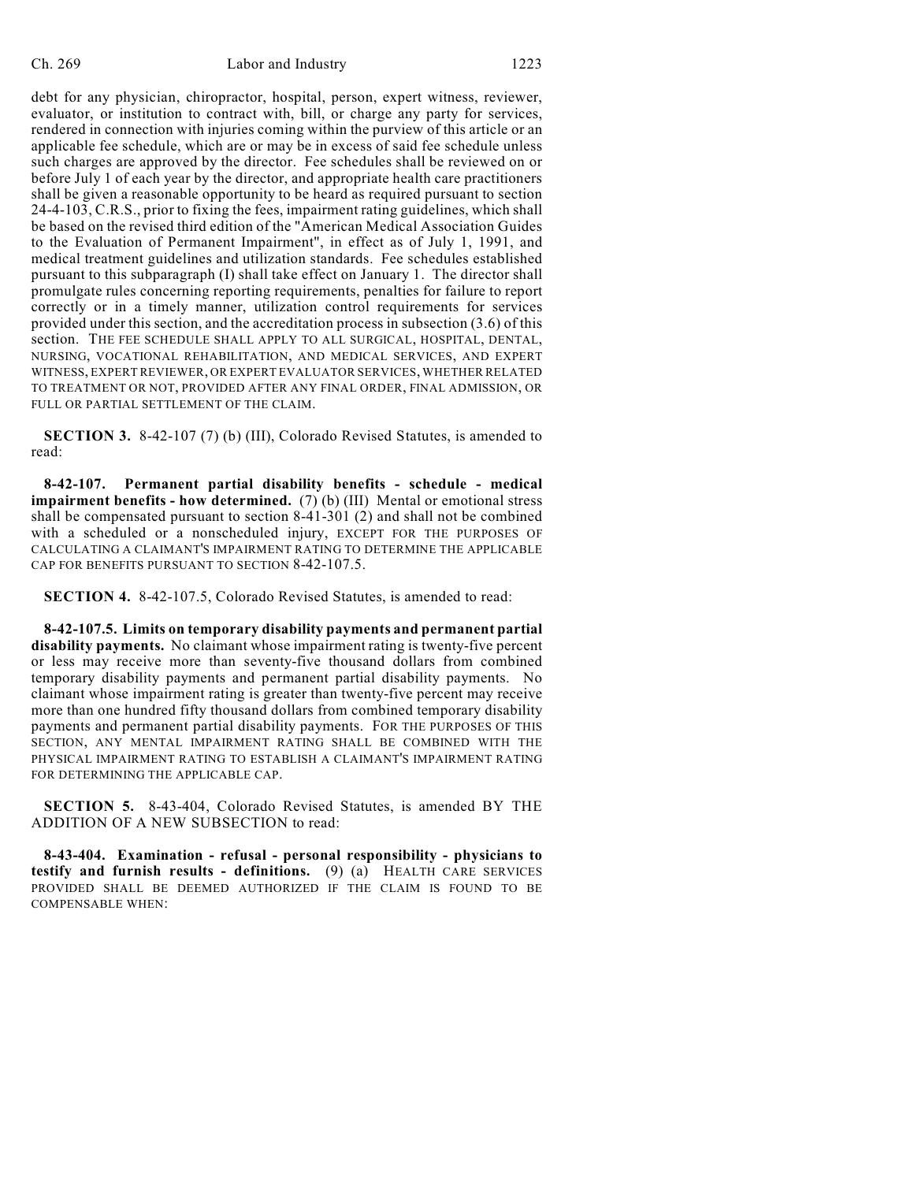debt for any physician, chiropractor, hospital, person, expert witness, reviewer, evaluator, or institution to contract with, bill, or charge any party for services, rendered in connection with injuries coming within the purview of this article or an applicable fee schedule, which are or may be in excess of said fee schedule unless such charges are approved by the director. Fee schedules shall be reviewed on or before July 1 of each year by the director, and appropriate health care practitioners shall be given a reasonable opportunity to be heard as required pursuant to section 24-4-103, C.R.S., prior to fixing the fees, impairment rating guidelines, which shall be based on the revised third edition of the "American Medical Association Guides to the Evaluation of Permanent Impairment", in effect as of July 1, 1991, and medical treatment guidelines and utilization standards. Fee schedules established pursuant to this subparagraph (I) shall take effect on January 1. The director shall promulgate rules concerning reporting requirements, penalties for failure to report correctly or in a timely manner, utilization control requirements for services provided under this section, and the accreditation process in subsection (3.6) of this section. THE FEE SCHEDULE SHALL APPLY TO ALL SURGICAL, HOSPITAL, DENTAL, NURSING, VOCATIONAL REHABILITATION, AND MEDICAL SERVICES, AND EXPERT WITNESS, EXPERT REVIEWER, OR EXPERT EVALUATOR SERVICES, WHETHER RELATED TO TREATMENT OR NOT, PROVIDED AFTER ANY FINAL ORDER, FINAL ADMISSION, OR FULL OR PARTIAL SETTLEMENT OF THE CLAIM.

**SECTION 3.** 8-42-107 (7) (b) (III), Colorado Revised Statutes, is amended to read:

**8-42-107. Permanent partial disability benefits - schedule - medical impairment benefits - how determined.** (7) (b) (III) Mental or emotional stress shall be compensated pursuant to section 8-41-301 (2) and shall not be combined with a scheduled or a nonscheduled injury, EXCEPT FOR THE PURPOSES OF CALCULATING A CLAIMANT'S IMPAIRMENT RATING TO DETERMINE THE APPLICABLE CAP FOR BENEFITS PURSUANT TO SECTION 8-42-107.5.

**SECTION 4.** 8-42-107.5, Colorado Revised Statutes, is amended to read:

**8-42-107.5. Limits on temporary disability payments and permanent partial disability payments.** No claimant whose impairment rating is twenty-five percent or less may receive more than seventy-five thousand dollars from combined temporary disability payments and permanent partial disability payments. No claimant whose impairment rating is greater than twenty-five percent may receive more than one hundred fifty thousand dollars from combined temporary disability payments and permanent partial disability payments. FOR THE PURPOSES OF THIS SECTION, ANY MENTAL IMPAIRMENT RATING SHALL BE COMBINED WITH THE PHYSICAL IMPAIRMENT RATING TO ESTABLISH A CLAIMANT'S IMPAIRMENT RATING FOR DETERMINING THE APPLICABLE CAP.

**SECTION 5.** 8-43-404, Colorado Revised Statutes, is amended BY THE ADDITION OF A NEW SUBSECTION to read:

**8-43-404. Examination - refusal - personal responsibility - physicians to testify and furnish results - definitions.** (9) (a) HEALTH CARE SERVICES PROVIDED SHALL BE DEEMED AUTHORIZED IF THE CLAIM IS FOUND TO BE COMPENSABLE WHEN: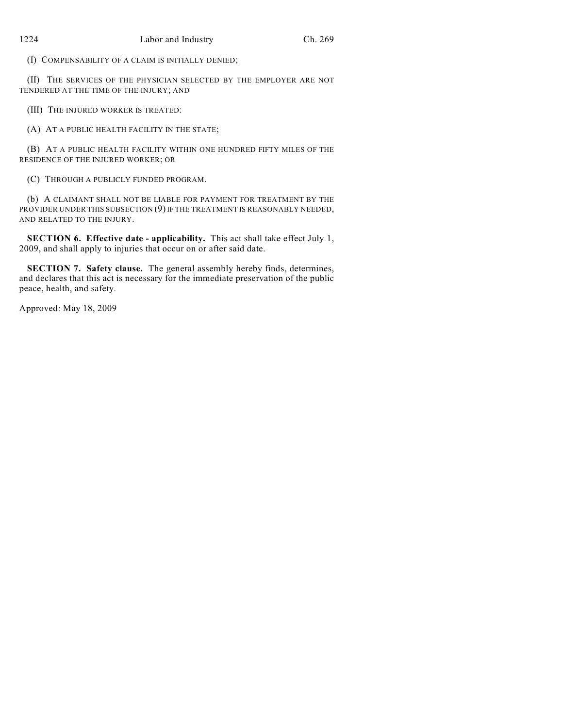(I) COMPENSABILITY OF A CLAIM IS INITIALLY DENIED;

(II) THE SERVICES OF THE PHYSICIAN SELECTED BY THE EMPLOYER ARE NOT TENDERED AT THE TIME OF THE INJURY; AND

(III) THE INJURED WORKER IS TREATED:

(A) AT A PUBLIC HEALTH FACILITY IN THE STATE;

(B) AT A PUBLIC HEALTH FACILITY WITHIN ONE HUNDRED FIFTY MILES OF THE RESIDENCE OF THE INJURED WORKER; OR

(C) THROUGH A PUBLICLY FUNDED PROGRAM.

(b) A CLAIMANT SHALL NOT BE LIABLE FOR PAYMENT FOR TREATMENT BY THE PROVIDER UNDER THIS SUBSECTION (9) IF THE TREATMENT IS REASONABLY NEEDED, AND RELATED TO THE INJURY.

**SECTION 6. Effective date - applicability.** This act shall take effect July 1, 2009, and shall apply to injuries that occur on or after said date.

**SECTION 7. Safety clause.** The general assembly hereby finds, determines, and declares that this act is necessary for the immediate preservation of the public peace, health, and safety.

Approved: May 18, 2009